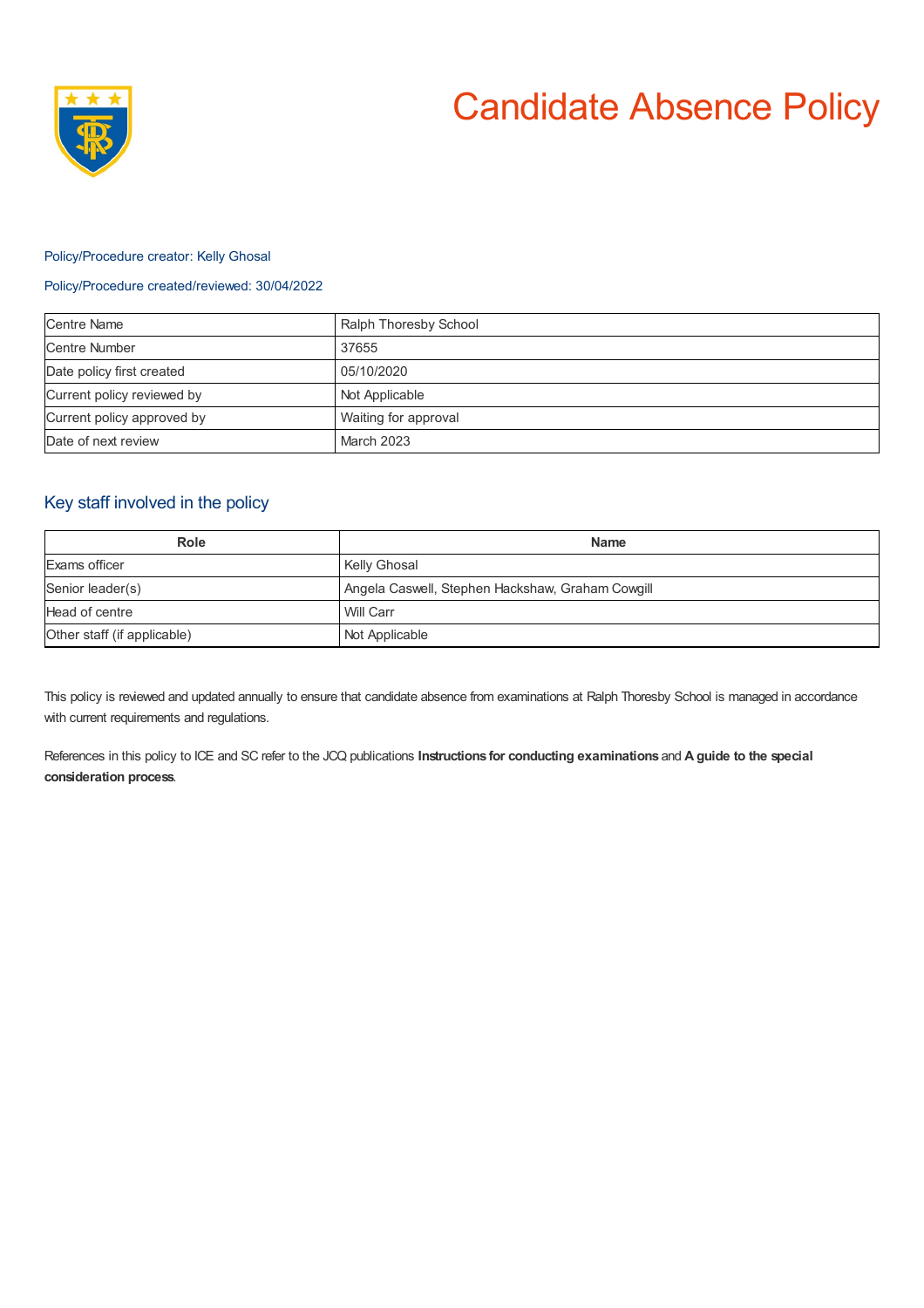# Candidate Absence Policy

Policy/Procedure creator: Kelly Ghosal

Policy/Procedure created/reviewed: 30/04/2022

| Centre Name | Ralph Thoresby School |
|---|---|
| Centre Number | 37655 |
| Date policy first created | 05/10/2020 |
| Current policy reviewed by | Not Applicable |
| Current policy approved by | Waiting for approval |
| Date of next review | March 2023 |

## Key staff involved in the policy

| Role | Name |
|---|---|
| Exams officer | Kelly Ghosal |
| Senior leader(s) | Angela Caswell, Stephen Hackshaw, Graham Cowgill |
| Head of centre | Will Carr |
| Other staff (if applicable) | Not Applicable |

This policy is reviewed and updated annually to ensure that candidate absence from examinations at Ralph Thoresby School is managed in accordance with current requirements and regulations.

References in this policy to ICE and SC refer to the JCQ publications **Instructions for conducting examinations** and **A guide to the special consideration process**.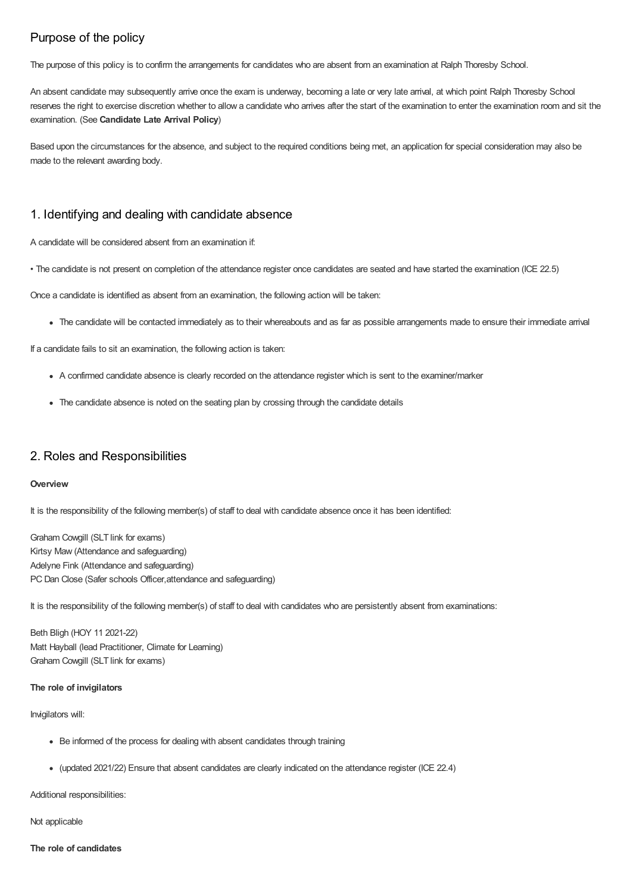## Purpose of the policy

The purpose of this policy is to confirm the arrangements for candidates who are absent from an examination at Ralph Thoresby School.

An absent candidate may subsequently arrive once the exam is underway, becoming a late or very late arrival, at which point Ralph Thoresby School reserves the right to exercise discretion whether to allow a candidate who arrives after the start of the examination to enter the examination room and sit the examination. (See **Candidate Late Arrival Policy**)

Based upon the circumstances for the absence, and subject to the required conditions being met, an application for special consideration may also be made to the relevant awarding body.

## 1. Identifying and dealing with candidate absence

A candidate will be considered absent from an examination if:

• The candidate is not present on completion of the attendance register once candidates are seated and have started the examination (ICE 22.5)

Once a candidate is identified as absent from an examination, the following action will be taken:

- The candidate will be contacted immediately as to their whereabouts and as far as possible arrangements made to ensure their immediate arrival

If a candidate fails to sit an examination, the following action is taken:

- A confirmed candidate absence is clearly recorded on the attendance register which is sent to the examiner/marker
- The candidate absence is noted on the seating plan by crossing through the candidate details

## 2. Roles and Responsibilities

**Overview**

It is the responsibility of the following member(s) of staff to deal with candidate absence once it has been identified:

Graham Cowgill (SLT link for exams)
Kirtsy Maw (Attendance and safeguarding)
Adelyne Fink (Attendance and safeguarding)
PC Dan Close (Safer schools Officer,attendance and safeguarding)

It is the responsibility of the following member(s) of staff to deal with candidates who are persistently absent from examinations:

Beth Bligh (HOY 11 2021-22)
Matt Hayball (lead Practitioner, Climate for Learning)
Graham Cowgill (SLT link for exams)

**The role of invigilators**

Invigilators will:

- Be informed of the process for dealing with absent candidates through training
- (updated 2021/22) Ensure that absent candidates are clearly indicated on the attendance register (ICE 22.4)

Additional responsibilities:

Not applicable

**The role of candidates**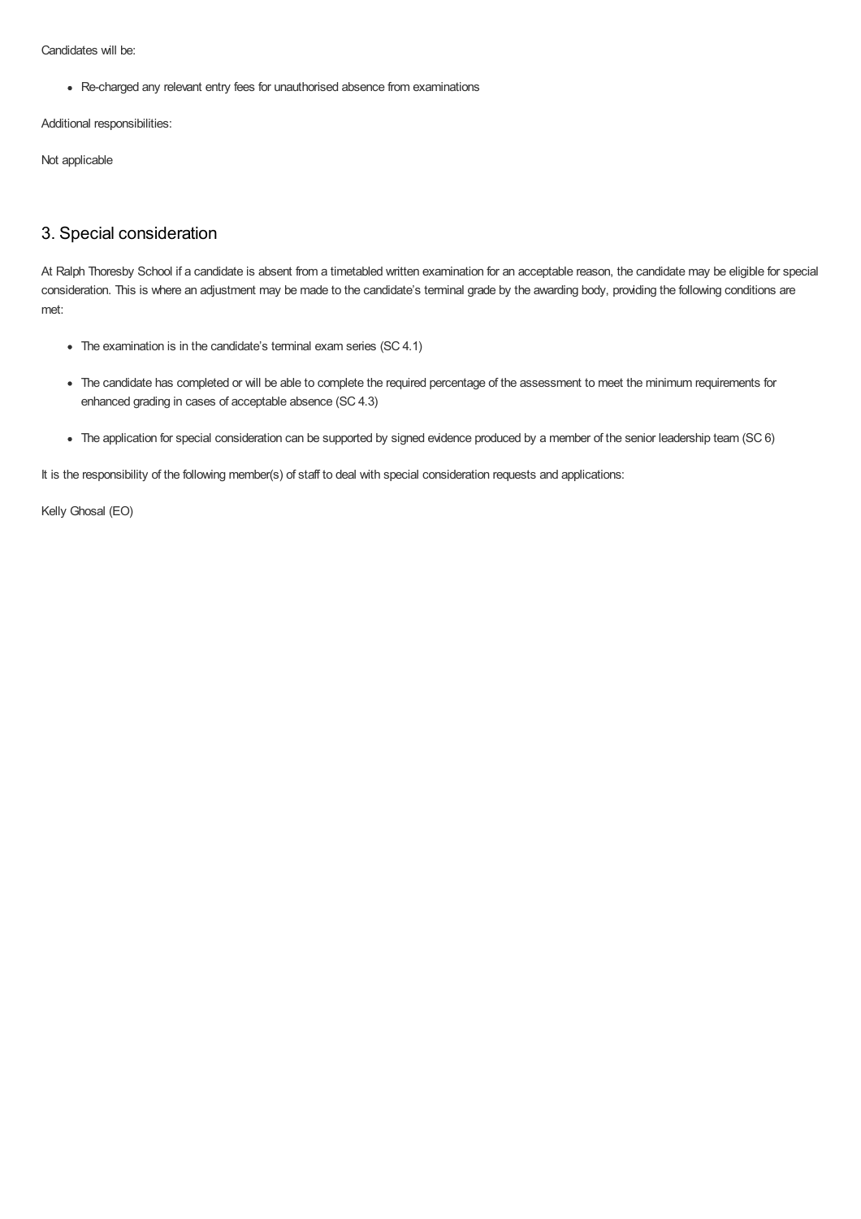Candidates will be:

- Re-charged any relevant entry fees for unauthorised absence from examinations

Additional responsibilities:

Not applicable

## 3. Special consideration

At Ralph Thoresby School if a candidate is absent from a timetabled written examination for an acceptable reason, the candidate may be eligible for special consideration. This is where an adjustment may be made to the candidate's terminal grade by the awarding body, providing the following conditions are met:

- The examination is in the candidate's terminal exam series (SC 4.1)
- The candidate has completed or will be able to complete the required percentage of the assessment to meet the minimum requirements for enhanced grading in cases of acceptable absence (SC 4.3)
- The application for special consideration can be supported by signed evidence produced by a member of the senior leadership team (SC 6)

It is the responsibility of the following member(s) of staff to deal with special consideration requests and applications:

Kelly Ghosal (EO)